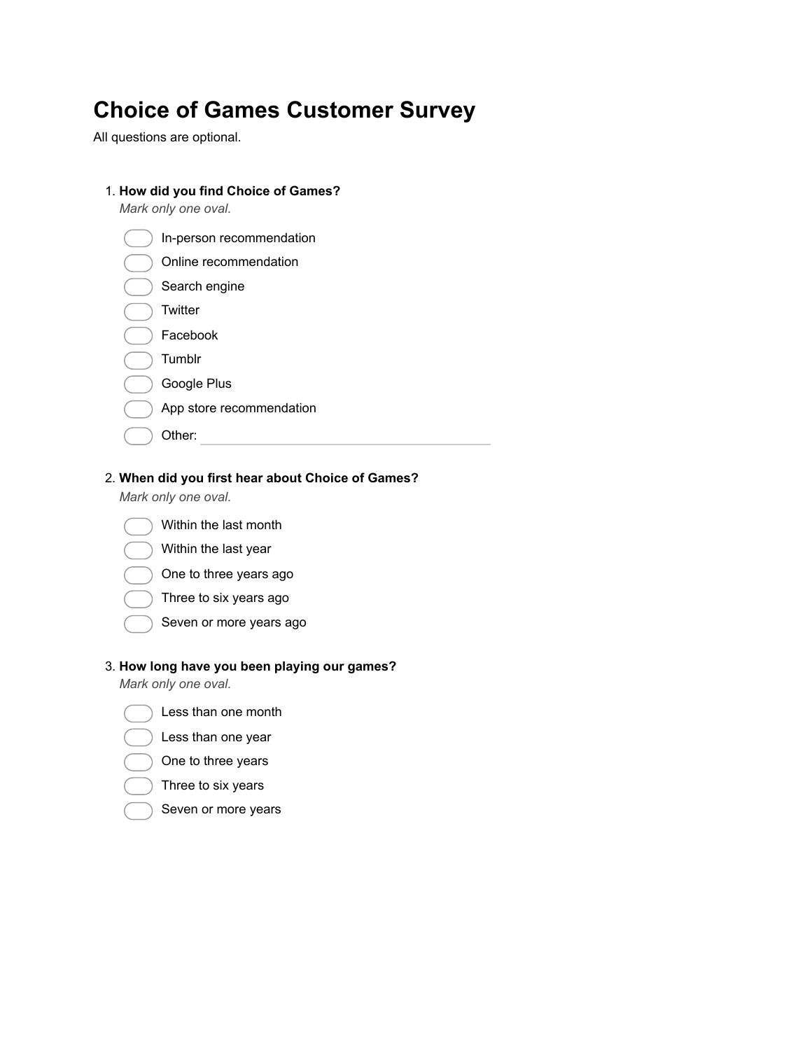# Choice of Games Customer Survey

All questions are optional.

1. **How did you find Choice of Games?**

   *Mark only one oval.*

   - In-person recommendation
   - Online recommendation
   - Search engine
   - Twitter
   - Facebook
   - Tumblr
   - Google Plus
   - App store recommendation
   - Other: ______________________

2. **When did you first hear about Choice of Games?**

   *Mark only one oval.*

   - Within the last month
   - Within the last year
   - One to three years ago
   - Three to six years ago
   - Seven or more years ago

3. **How long have you been playing our games?**

   *Mark only one oval.*

   - Less than one month
   - Less than one year
   - One to three years
   - Three to six years
   - Seven or more years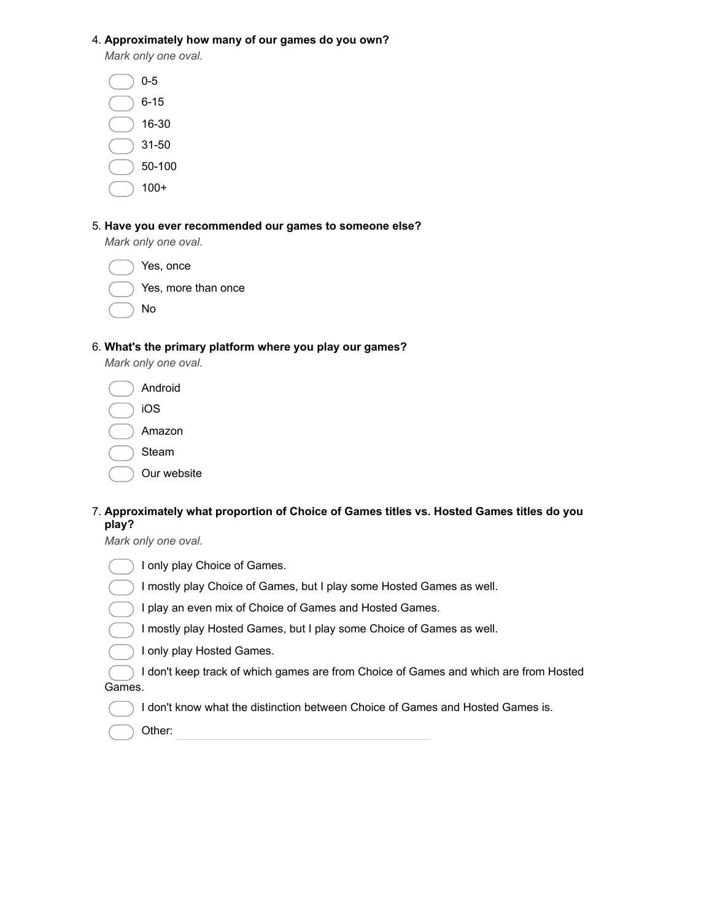4. **Approximately how many of our games do you own?**

   *Mark only one oval.*

   - 0-5
   - 6-15
   - 16-30
   - 31-50
   - 50-100
   - 100+

5. **Have you ever recommended our games to someone else?**

   *Mark only one oval.*

   - Yes, once
   - Yes, more than once
   - No

6. **What's the primary platform where you play our games?**

   *Mark only one oval.*

   - Android
   - iOS
   - Amazon
   - Steam
   - Our website

7. **Approximately what proportion of Choice of Games titles vs. Hosted Games titles do you play?**

   *Mark only one oval.*

   - I only play Choice of Games.
   - I mostly play Choice of Games, but I play some Hosted Games as well.
   - I play an even mix of Choice of Games and Hosted Games.
   - I mostly play Hosted Games, but I play some Choice of Games as well.
   - I only play Hosted Games.
   - I don't keep track of which games are from Choice of Games and which are from Hosted Games.
   - I don't know what the distinction between Choice of Games and Hosted Games is.
   - Other: ____________________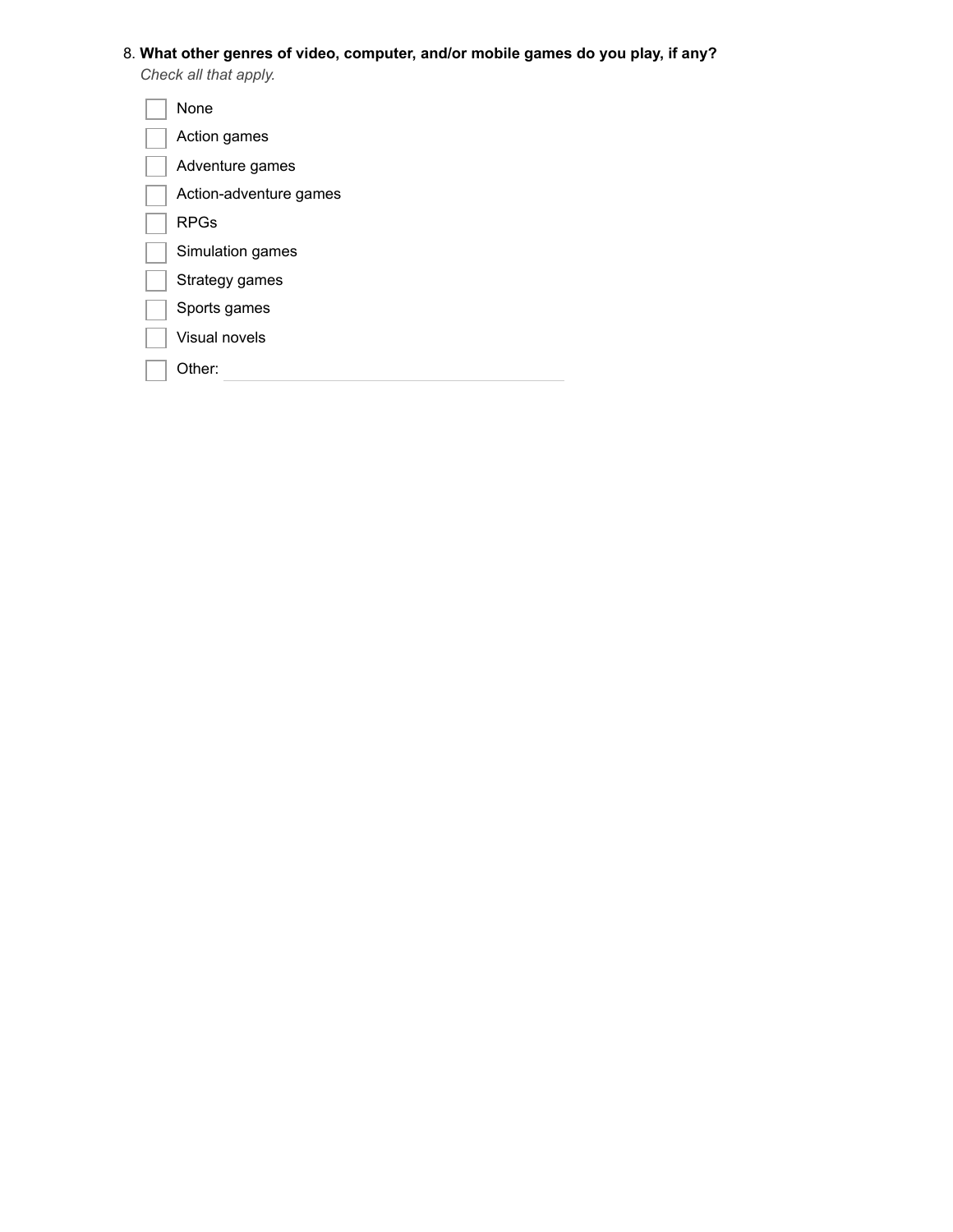8. **What other genres of video, computer, and/or mobile games do you play, if any?**
   *Check all that apply.*

   - [ ] None
   - [ ] Action games
   - [ ] Adventure games
   - [ ] Action-adventure games
   - [ ] RPGs
   - [ ] Simulation games
   - [ ] Strategy games
   - [ ] Sports games
   - [ ] Visual novels
   - [ ] Other: ____________________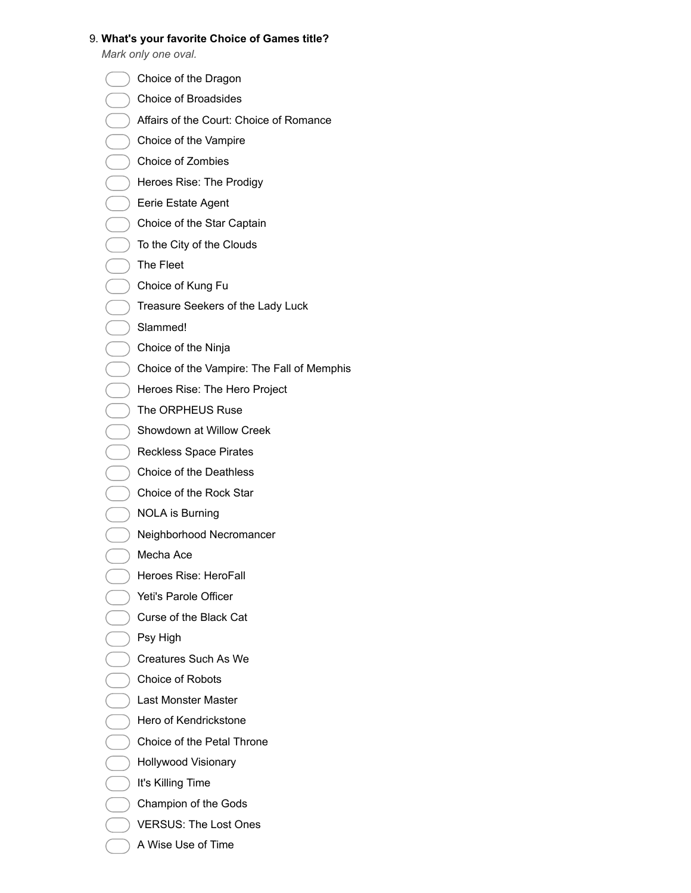9. **What's your favorite Choice of Games title?**

*Mark only one oval.*

- Choice of the Dragon
- Choice of Broadsides
- Affairs of the Court: Choice of Romance
- Choice of the Vampire
- Choice of Zombies
- Heroes Rise: The Prodigy
- Eerie Estate Agent
- Choice of the Star Captain
- To the City of the Clouds
- The Fleet
- Choice of Kung Fu
- Treasure Seekers of the Lady Luck
- Slammed!
- Choice of the Ninja
- Choice of the Vampire: The Fall of Memphis
- Heroes Rise: The Hero Project
- The ORPHEUS Ruse
- Showdown at Willow Creek
- Reckless Space Pirates
- Choice of the Deathless
- Choice of the Rock Star
- NOLA is Burning
- Neighborhood Necromancer
- Mecha Ace
- Heroes Rise: HeroFall
- Yeti's Parole Officer
- Curse of the Black Cat
- Psy High
- Creatures Such As We
- Choice of Robots
- Last Monster Master
- Hero of Kendrickstone
- Choice of the Petal Throne
- Hollywood Visionary
- It's Killing Time
- Champion of the Gods
- VERSUS: The Lost Ones
- A Wise Use of Time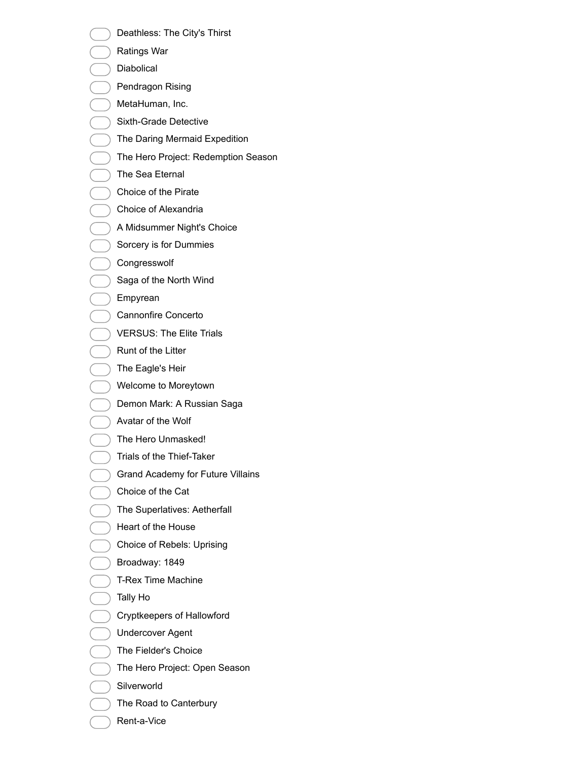- Deathless: The City's Thirst
- Ratings War
- Diabolical
- Pendragon Rising
- MetaHuman, Inc.
- Sixth-Grade Detective
- The Daring Mermaid Expedition
- The Hero Project: Redemption Season
- The Sea Eternal
- Choice of the Pirate
- Choice of Alexandria
- A Midsummer Night's Choice
- Sorcery is for Dummies
- Congresswolf
- Saga of the North Wind
- Empyrean
- Cannonfire Concerto
- VERSUS: The Elite Trials
- Runt of the Litter
- The Eagle's Heir
- Welcome to Moreytown
- Demon Mark: A Russian Saga
- Avatar of the Wolf
- The Hero Unmasked!
- Trials of the Thief-Taker
- Grand Academy for Future Villains
- Choice of the Cat
- The Superlatives: Aetherfall
- Heart of the House
- Choice of Rebels: Uprising
- Broadway: 1849
- T-Rex Time Machine
- Tally Ho
- Cryptkeepers of Hallowford
- Undercover Agent
- The Fielder's Choice
- The Hero Project: Open Season
- Silverworld
- The Road to Canterbury
- Rent-a-Vice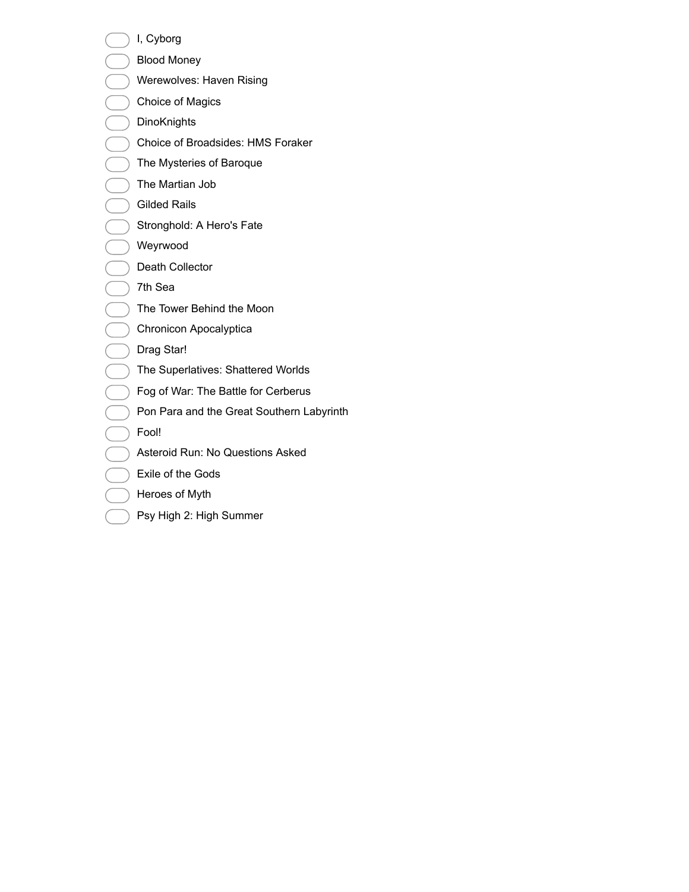- I, Cyborg
- Blood Money
- Werewolves: Haven Rising
- Choice of Magics
- DinoKnights
- Choice of Broadsides: HMS Foraker
- The Mysteries of Baroque
- The Martian Job
- Gilded Rails
- Stronghold: A Hero's Fate
- Weyrwood
- Death Collector
- 7th Sea
- The Tower Behind the Moon
- Chronicon Apocalyptica
- Drag Star!
- The Superlatives: Shattered Worlds
- Fog of War: The Battle for Cerberus
- Pon Para and the Great Southern Labyrinth
- Fool!
- Asteroid Run: No Questions Asked
- Exile of the Gods
- Heroes of Myth
- Psy High 2: High Summer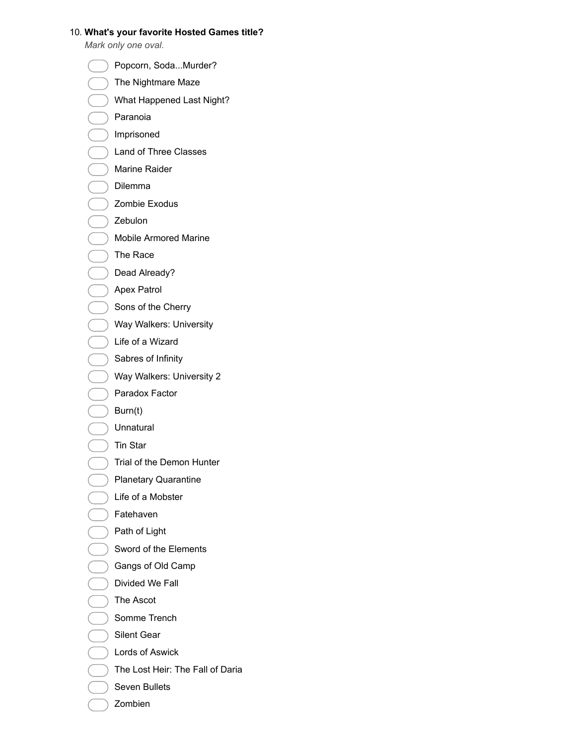10. **What's your favorite Hosted Games title?**

*Mark only one oval.*

- Popcorn, Soda...Murder?
- The Nightmare Maze
- What Happened Last Night?
- Paranoia
- Imprisoned
- Land of Three Classes
- Marine Raider
- Dilemma
- Zombie Exodus
- Zebulon
- Mobile Armored Marine
- The Race
- Dead Already?
- Apex Patrol
- Sons of the Cherry
- Way Walkers: University
- Life of a Wizard
- Sabres of Infinity
- Way Walkers: University 2
- Paradox Factor
- Burn(t)
- Unnatural
- Tin Star
- Trial of the Demon Hunter
- Planetary Quarantine
- Life of a Mobster
- Fatehaven
- Path of Light
- Sword of the Elements
- Gangs of Old Camp
- Divided We Fall
- The Ascot
- Somme Trench
- Silent Gear
- Lords of Aswick
- The Lost Heir: The Fall of Daria
- Seven Bullets
- Zombien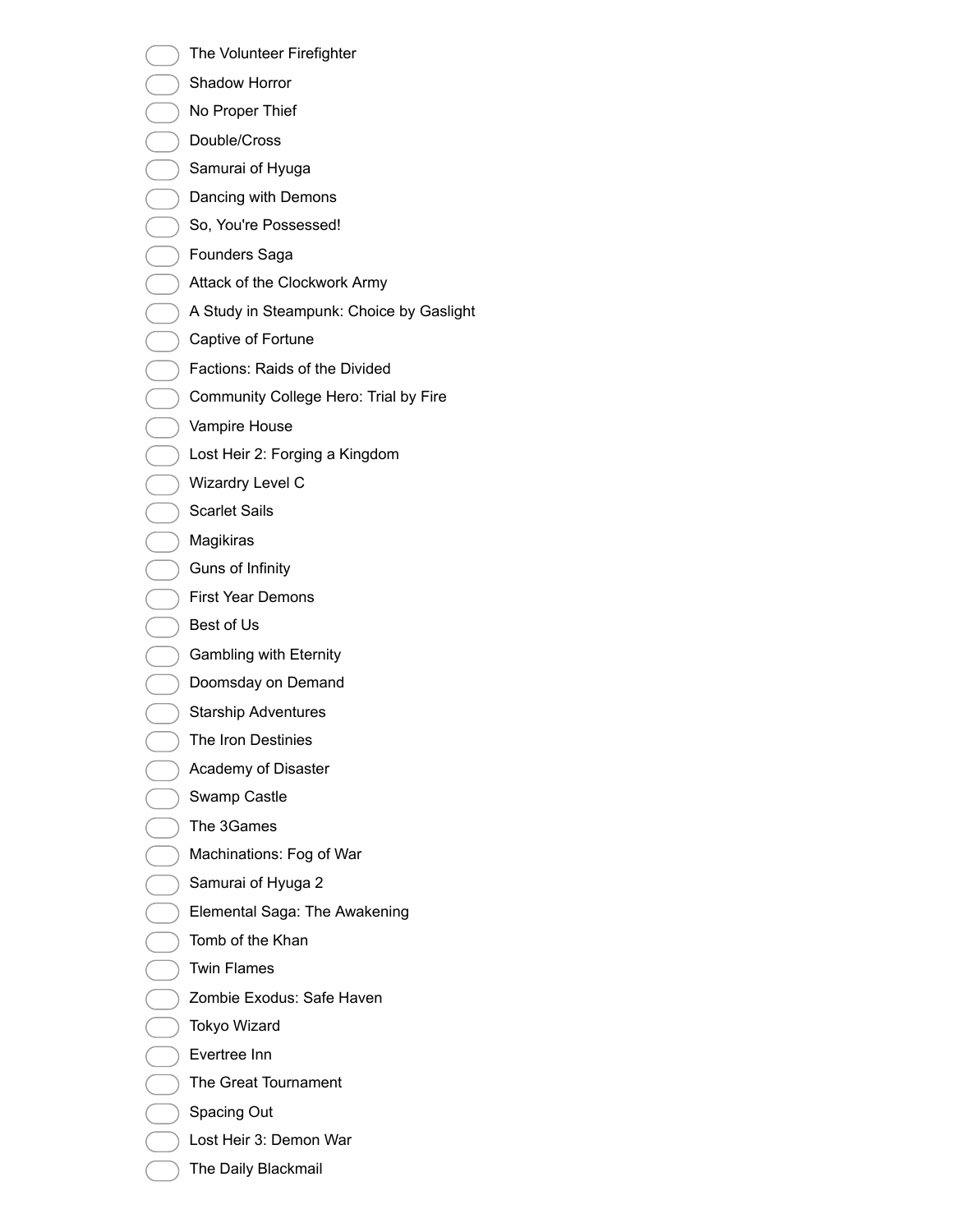- The Volunteer Firefighter
- Shadow Horror
- No Proper Thief
- Double/Cross
- Samurai of Hyuga
- Dancing with Demons
- So, You're Possessed!
- Founders Saga
- Attack of the Clockwork Army
- A Study in Steampunk: Choice by Gaslight
- Captive of Fortune
- Factions: Raids of the Divided
- Community College Hero: Trial by Fire
- Vampire House
- Lost Heir 2: Forging a Kingdom
- Wizardry Level C
- Scarlet Sails
- Magikiras
- Guns of Infinity
- First Year Demons
- Best of Us
- Gambling with Eternity
- Doomsday on Demand
- Starship Adventures
- The Iron Destinies
- Academy of Disaster
- Swamp Castle
- The 3Games
- Machinations: Fog of War
- Samurai of Hyuga 2
- Elemental Saga: The Awakening
- Tomb of the Khan
- Twin Flames
- Zombie Exodus: Safe Haven
- Tokyo Wizard
- Evertree Inn
- The Great Tournament
- Spacing Out
- Lost Heir 3: Demon War
- The Daily Blackmail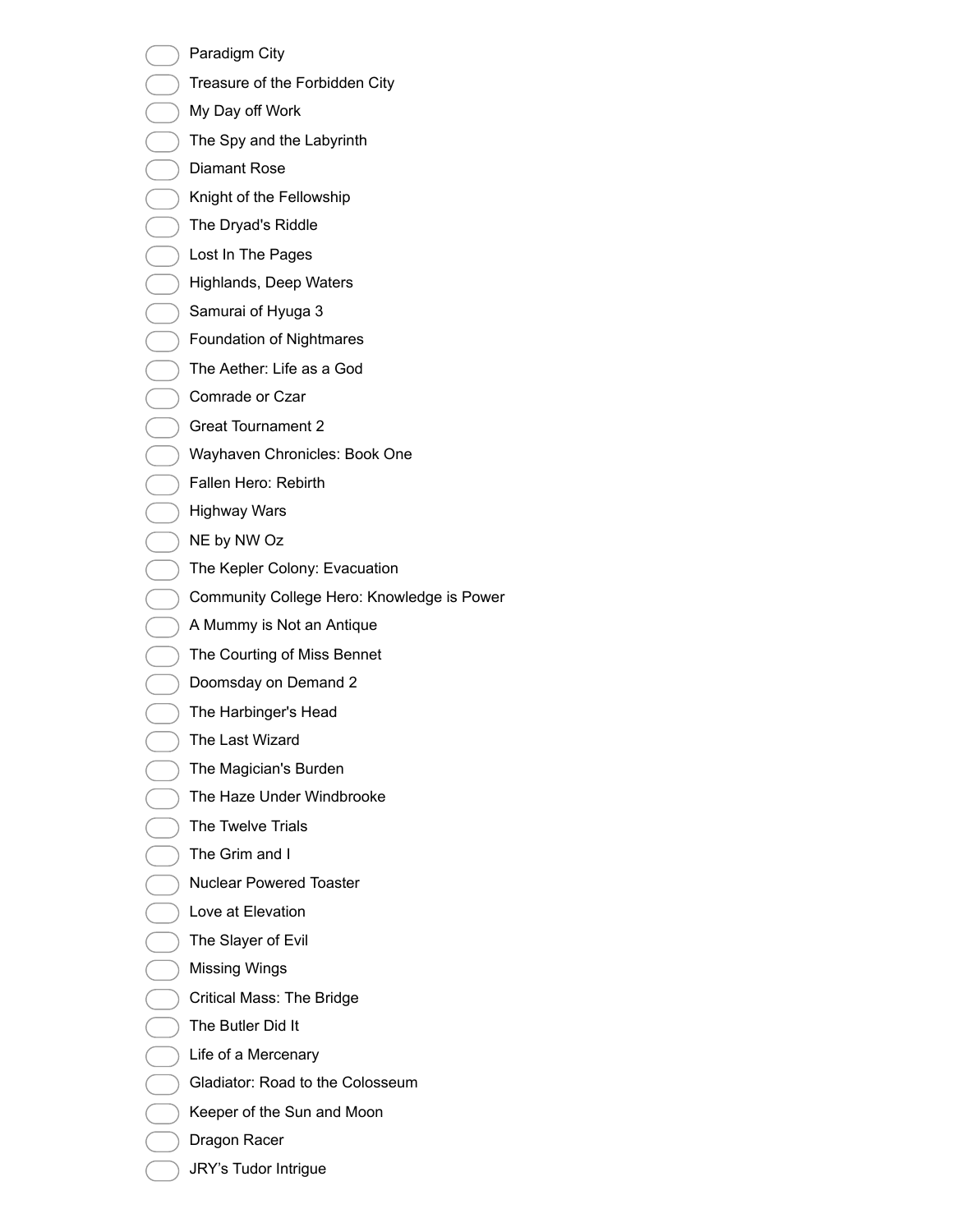- Paradigm City
- Treasure of the Forbidden City
- My Day off Work
- The Spy and the Labyrinth
- Diamant Rose
- Knight of the Fellowship
- The Dryad's Riddle
- Lost In The Pages
- Highlands, Deep Waters
- Samurai of Hyuga 3
- Foundation of Nightmares
- The Aether: Life as a God
- Comrade or Czar
- Great Tournament 2
- Wayhaven Chronicles: Book One
- Fallen Hero: Rebirth
- Highway Wars
- NE by NW Oz
- The Kepler Colony: Evacuation
- Community College Hero: Knowledge is Power
- A Mummy is Not an Antique
- The Courting of Miss Bennet
- Doomsday on Demand 2
- The Harbinger's Head
- The Last Wizard
- The Magician's Burden
- The Haze Under Windbrooke
- The Twelve Trials
- The Grim and I
- Nuclear Powered Toaster
- Love at Elevation
- The Slayer of Evil
- Missing Wings
- Critical Mass: The Bridge
- The Butler Did It
- Life of a Mercenary
- Gladiator: Road to the Colosseum
- Keeper of the Sun and Moon
- Dragon Racer
- JRY's Tudor Intrigue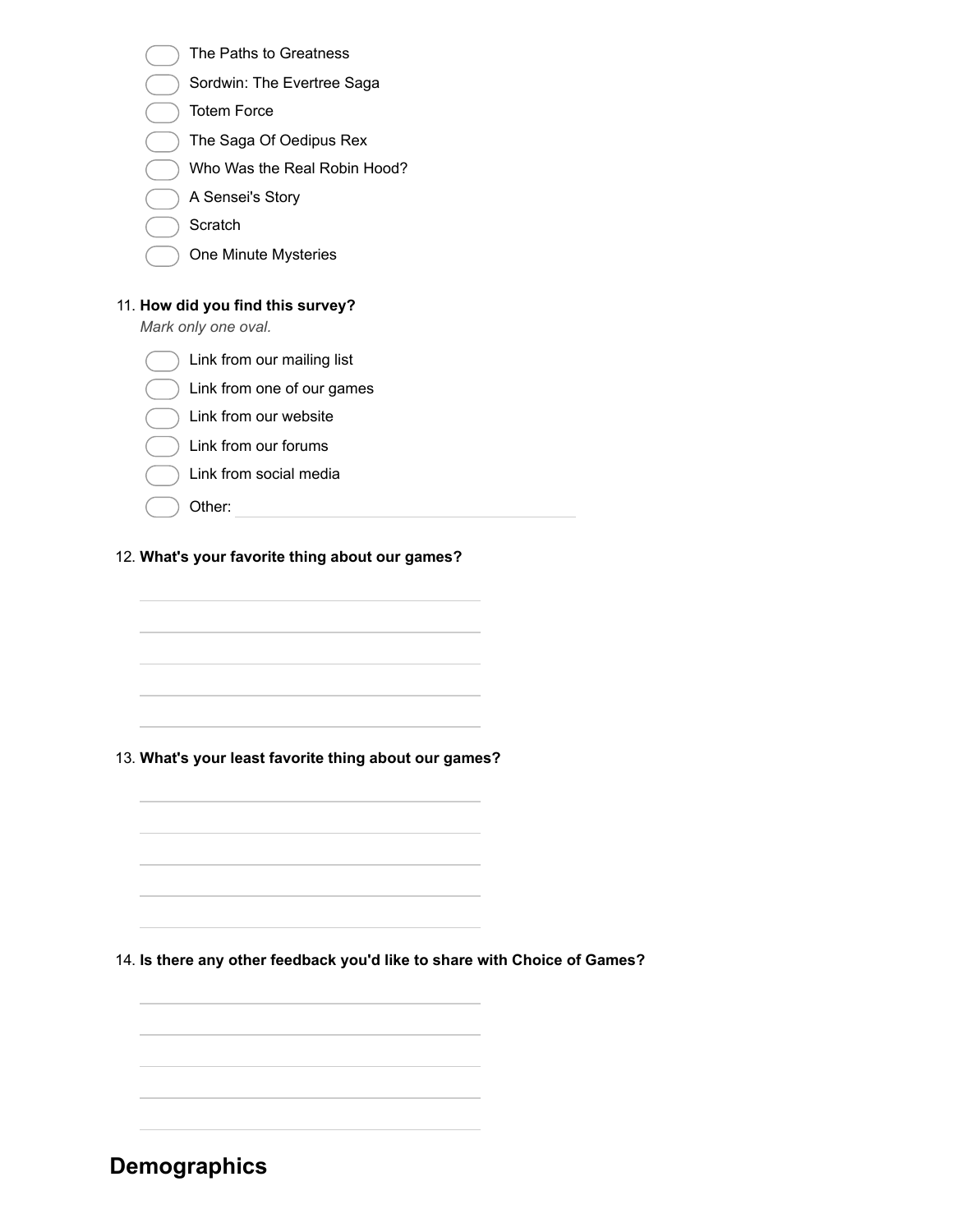- The Paths to Greatness
- Sordwin: The Evertree Saga
- Totem Force
- The Saga Of Oedipus Rex
- Who Was the Real Robin Hood?
- A Sensei's Story
- Scratch
- One Minute Mysteries

11. **How did you find this survey?**

*Mark only one oval.*

- Link from our mailing list
- Link from one of our games
- Link from our website
- Link from our forums
- Link from social media
- Other: ____________________

12. **What's your favorite thing about our games?**

13. **What's your least favorite thing about our games?**

14. **Is there any other feedback you'd like to share with Choice of Games?**

## Demographics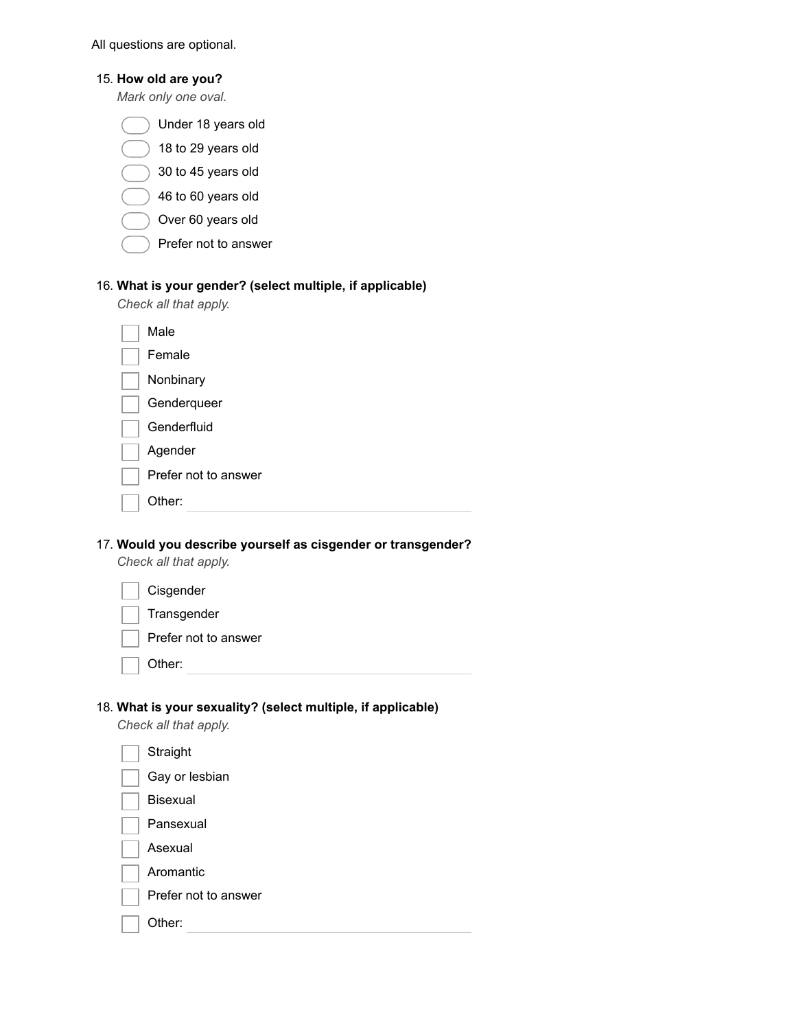All questions are optional.

15. **How old are you?**

    *Mark only one oval.*

    - Under 18 years old
    - 18 to 29 years old
    - 30 to 45 years old
    - 46 to 60 years old
    - Over 60 years old
    - Prefer not to answer

16. **What is your gender? (select multiple, if applicable)**

    *Check all that apply.*

    - [ ] Male
    - [ ] Female
    - [ ] Nonbinary
    - [ ] Genderqueer
    - [ ] Genderfluid
    - [ ] Agender
    - [ ] Prefer not to answer
    - [ ] Other: \_\_\_\_\_\_\_\_\_\_\_\_\_\_\_\_

17. **Would you describe yourself as cisgender or transgender?**

    *Check all that apply.*

    - [ ] Cisgender
    - [ ] Transgender
    - [ ] Prefer not to answer
    - [ ] Other: \_\_\_\_\_\_\_\_\_\_\_\_\_\_\_\_

18. **What is your sexuality? (select multiple, if applicable)**

    *Check all that apply.*

    - [ ] Straight
    - [ ] Gay or lesbian
    - [ ] Bisexual
    - [ ] Pansexual
    - [ ] Asexual
    - [ ] Aromantic
    - [ ] Prefer not to answer
    - [ ] Other: \_\_\_\_\_\_\_\_\_\_\_\_\_\_\_\_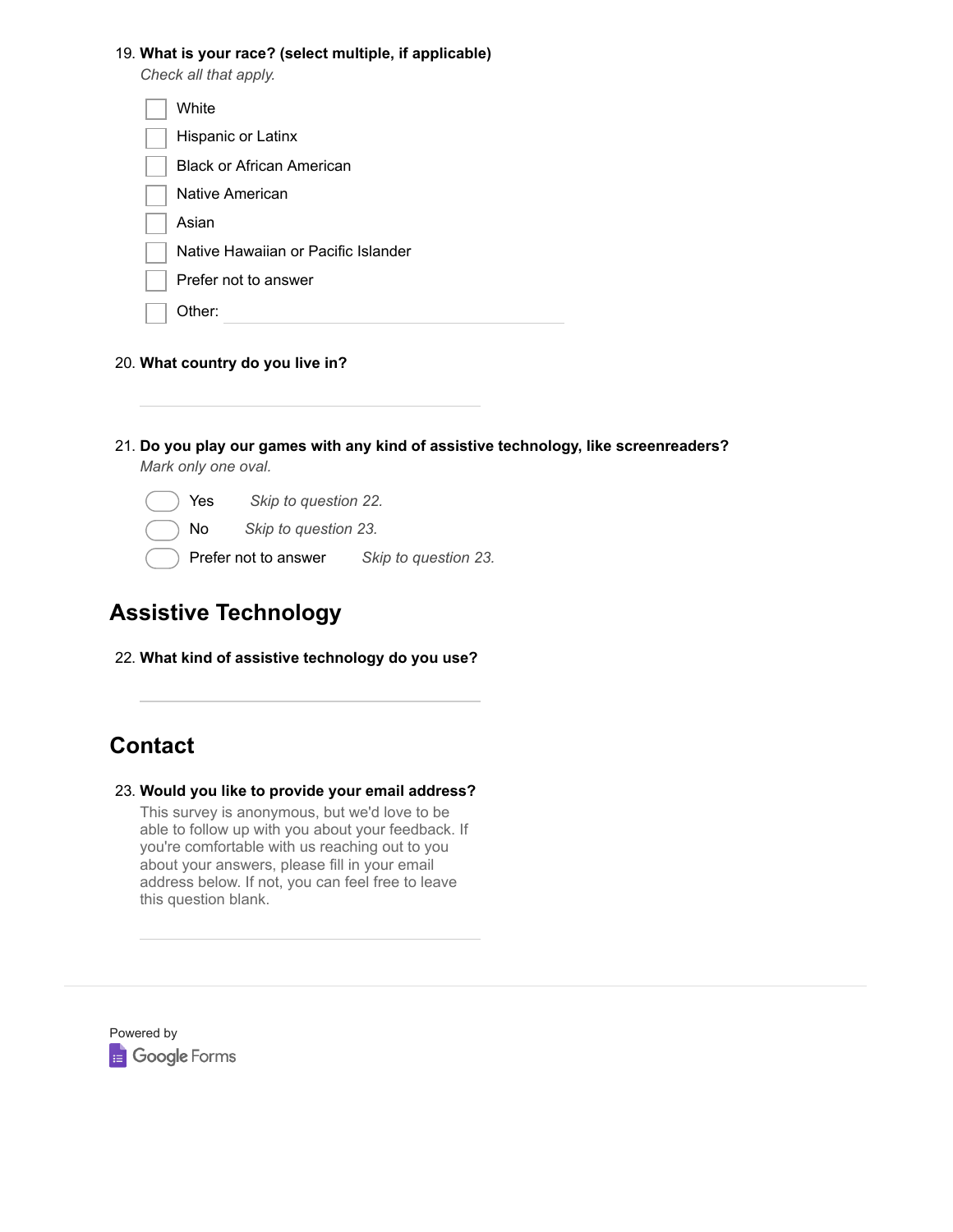19. **What is your race? (select multiple, if applicable)**
*Check all that apply.*

- [ ] White
- [ ] Hispanic or Latinx
- [ ] Black or African American
- [ ] Native American
- [ ] Asian
- [ ] Native Hawaiian or Pacific Islander
- [ ] Prefer not to answer
- [ ] Other: ____________________

20. **What country do you live in?**

____________________

21. **Do you play our games with any kind of assistive technology, like screenreaders?**
*Mark only one oval.*

- ( ) Yes *Skip to question 22.*
- ( ) No *Skip to question 23.*
- ( ) Prefer not to answer *Skip to question 23.*

## Assistive Technology

22. **What kind of assistive technology do you use?**

____________________

## Contact

23. **Would you like to provide your email address?**
This survey is anonymous, but we'd love to be able to follow up with you about your feedback. If you're comfortable with us reaching out to you about your answers, please fill in your email address below. If not, you can feel free to leave this question blank.

____________________

Powered by Google Forms